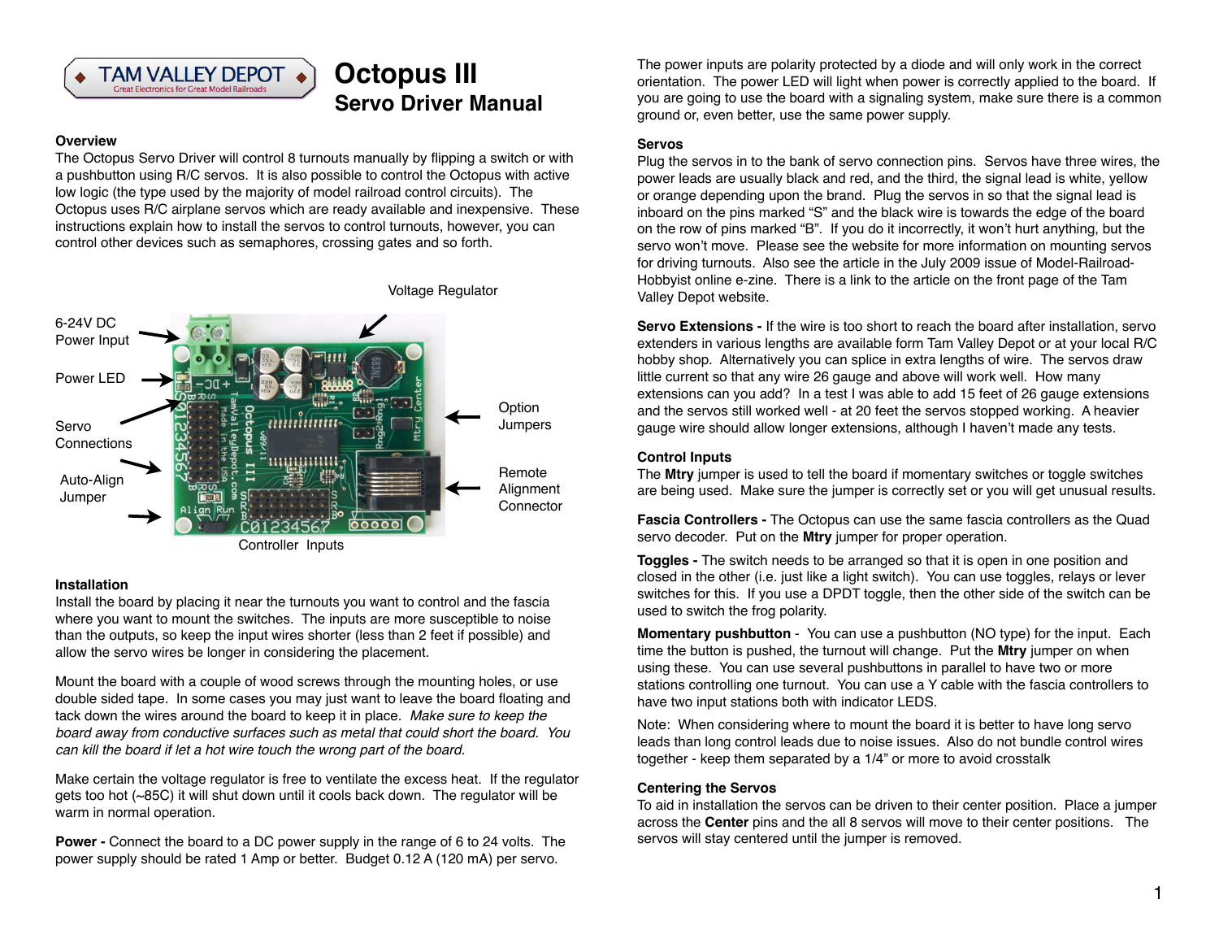# Octopus III

## Servo Driver Manual

### Overview

The Octopus Servo Driver will control 8 turnouts manually by flipping a switch or with a pushbutton using R/C servos. It is also possible to control the Octopus with active low logic (the type used by the majority of model railroad control circuits). The Octopus uses R/C airplane servos which are ready available and inexpensive. These instructions explain how to install the servos to control turnouts, however, you can control other devices such as semaphores, crossing gates and so forth.

Voltage Regulator

6-24V DC Power Input

Power LED

Servo Connections

Auto-Align Jumper

Option Jumpers

Remote Alignment Connector

Controller Inputs

### Installation

Install the board by placing it near the turnouts you want to control and the fascia where you want to mount the switches. The inputs are more susceptible to noise than the outputs, so keep the input wires shorter (less than 2 feet if possible) and allow the servo wires be longer in considering the placement.

Mount the board with a couple of wood screws through the mounting holes, or use double sided tape. In some cases you may just want to leave the board floating and tack down the wires around the board to keep it in place. *Make sure to keep the board away from conductive surfaces such as metal that could short the board. You can kill the board if let a hot wire touch the wrong part of the board.*

Make certain the voltage regulator is free to ventilate the excess heat. If the regulator gets too hot (~85C) it will shut down until it cools back down. The regulator will be warm in normal operation.

**Power -** Connect the board to a DC power supply in the range of 6 to 24 volts. The power supply should be rated 1 Amp or better. Budget 0.12 A (120 mA) per servo.

The power inputs are polarity protected by a diode and will only work in the correct orientation. The power LED will light when power is correctly applied to the board. If you are going to use the board with a signaling system, make sure there is a common ground or, even better, use the same power supply.

### Servos

Plug the servos in to the bank of servo connection pins. Servos have three wires, the power leads are usually black and red, and the third, the signal lead is white, yellow or orange depending upon the brand. Plug the servos in so that the signal lead is inboard on the pins marked "S" and the black wire is towards the edge of the board on the row of pins marked "B". If you do it incorrectly, it won't hurt anything, but the servo won't move. Please see the website for more information on mounting servos for driving turnouts. Also see the article in the July 2009 issue of Model-Railroad-Hobbyist online e-zine. There is a link to the article on the front page of the Tam Valley Depot website.

**Servo Extensions -** If the wire is too short to reach the board after installation, servo extenders in various lengths are available form Tam Valley Depot or at your local R/C hobby shop. Alternatively you can splice in extra lengths of wire. The servos draw little current so that any wire 26 gauge and above will work well. How many extensions can you add? In a test I was able to add 15 feet of 26 gauge extensions and the servos still worked well - at 20 feet the servos stopped working. A heavier gauge wire should allow longer extensions, although I haven't made any tests.

### Control Inputs

The **Mtry** jumper is used to tell the board if momentary switches or toggle switches are being used. Make sure the jumper is correctly set or you will get unusual results.

**Fascia Controllers -** The Octopus can use the same fascia controllers as the Quad servo decoder. Put on the **Mtry** jumper for proper operation.

**Toggles -** The switch needs to be arranged so that it is open in one position and closed in the other (i.e. just like a light switch). You can use toggles, relays or lever switches for this. If you use a DPDT toggle, then the other side of the switch can be used to switch the frog polarity.

**Momentary pushbutton** - You can use a pushbutton (NO type) for the input. Each time the button is pushed, the turnout will change. Put the **Mtry** jumper on when using these. You can use several pushbuttons in parallel to have two or more stations controlling one turnout. You can use a Y cable with the fascia controllers to have two input stations both with indicator LEDS.

Note: When considering where to mount the board it is better to have long servo leads than long control leads due to noise issues. Also do not bundle control wires together - keep them separated by a 1/4" or more to avoid crosstalk

### Centering the Servos

To aid in installation the servos can be driven to their center position. Place a jumper across the **Center** pins and the all 8 servos will move to their center positions. The servos will stay centered until the jumper is removed.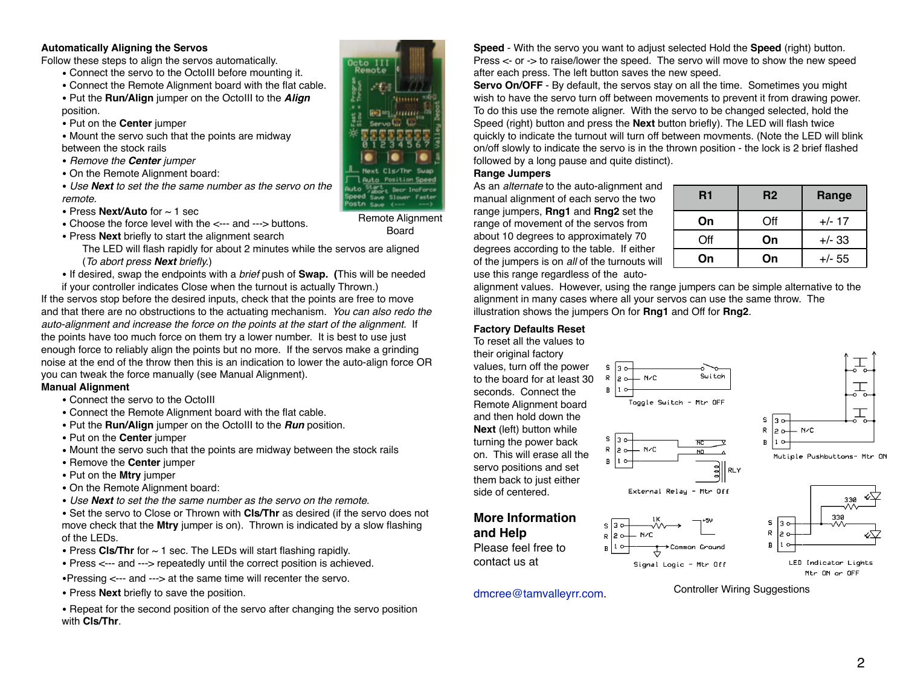## Automatically Aligning the Servos

Follow these steps to align the servos automatically.

- Connect the servo to the OctoIII before mounting it.
- Connect the Remote Alignment board with the flat cable.
- Put the **Run/Align** jumper on the OctoIII to the ***Align*** position.
- Put on the **Center** jumper
- Mount the servo such that the points are midway between the stock rails
- *Remove the **Center** jumper*
- On the Remote Alignment board:
- *Use **Next** to set the the same number as the servo on the remote.*
- Press **Next/Auto** for ~ 1 sec
- Choose the force level with the <--- and ---> buttons.
- Press **Next** briefly to start the alignment search

  The LED will flash rapidly for about 2 minutes while the servos are aligned (*To abort press **Next** briefly.*)
- If desired, swap the endpoints with a *brief* push of **Swap. (**This will be needed if your controller indicates Close when the turnout is actually Thrown.)

Remote Alignment Board

If the servos stop before the desired inputs, check that the points are free to move and that there are no obstructions to the actuating mechanism. *You can also redo the auto-alignment and increase the force on the points at the start of the alignment.* If the points have too much force on them try a lower number. It is best to use just enough force to reliably align the points but no more. If the servos make a grinding noise at the end of the throw then this is an indication to lower the auto-align force OR you can tweak the force manually (see Manual Alignment).

## Manual Alignment

- Connect the servo to the OctoIII
- Connect the Remote Alignment board with the flat cable.
- Put the **Run/Align** jumper on the OctoIII to the ***Run*** position.
- Put on the **Center** jumper
- Mount the servo such that the points are midway between the stock rails
- Remove the **Center** jumper
- Put on the **Mtry** jumper
- On the Remote Alignment board:
- *Use **Next** to set the the same number as the servo on the remote.*
- Set the servo to Close or Thrown with **Cls/Thr** as desired (if the servo does not move check that the **Mtry** jumper is on). Thrown is indicated by a slow flashing of the LEDs.
- Press **Cls/Thr** for ~ 1 sec. The LEDs will start flashing rapidly.
- Press <--- and ---> repeatedly until the correct position is achieved.
- Pressing <--- and ---> at the same time will recenter the servo.
- Press **Next** briefly to save the position.
- Repeat for the second position of the servo after changing the servo position with **Cls/Thr**.

**Speed** - With the servo you want to adjust selected Hold the **Speed** (right) button. Press <- or -> to raise/lower the speed. The servo will move to show the new speed after each press. The left button saves the new speed.

**Servo On/OFF** - By default, the servos stay on all the time. Sometimes you might wish to have the servo turn off between movements to prevent it from drawing power. To do this use the remote aligner. With the servo to be changed selected, hold the Speed (right) button and press the **Next** button briefly). The LED will flash twice quickly to indicate the turnout will turn off between movments. (Note the LED will blink on/off slowly to indicate the servo is in the thrown position - the lock is 2 brief flashed followed by a long pause and quite distinct).

## Range Jumpers

As an *alternate* to the auto-alignment and manual alignment of each servo the two range jumpers, **Rng1** and **Rng2** set the range of movement of the servos from about 10 degrees to approximately 70 degrees according to the table. If either of the jumpers is on *all* of the turnouts will use this range regardless of the auto-alignment values. However, using the range jumpers can be simple alternative to the alignment in many cases where all your servos can use the same throw. The illustration shows the jumpers On for **Rng1** and Off for **Rng2**.

| R1 | R2 | Range |
|---|---|---|
| **On** | Off | +/- 17 |
| Off | **On** | +/- 33 |
| **On** | **On** | +/- 55 |

## Factory Defaults Reset

To reset all the values to their original factory values, turn off the power to the board for at least 30 seconds. Connect the Remote Alignment board and then hold down the **Next** (left) button while turning the power back on. This will erase all the servo positions and set them back to just either side of centered.

## More Information and Help

Please feel free to contact us at

dmcree@tamvalleyrr.com.

Toggle Switch - Mtr OFF

External Relay - Mtr Off

Signal Logic - Mtr Off

Mutiple Pushbuttons- Mtr ON

LED Indicator Lights Mtr ON or OFF

Controller Wiring Suggestions